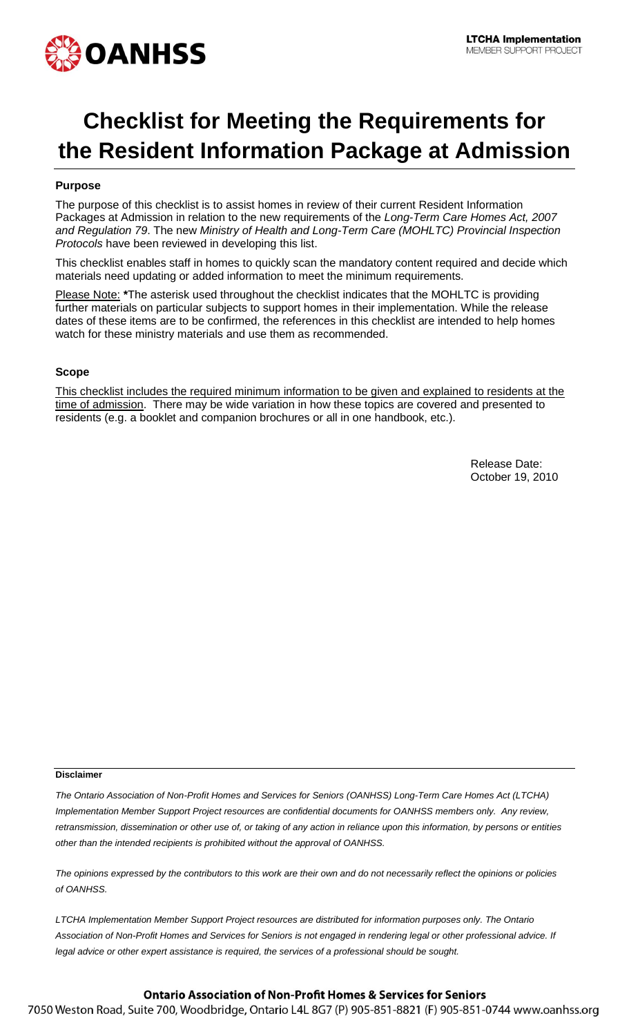OANHSS

**LTCHA Implementation**
MEMBER SUPPORT PROJECT

# Checklist for Meeting the Requirements for the Resident Information Package at Admission

### Purpose

The purpose of this checklist is to assist homes in review of their current Resident Information Packages at Admission in relation to the new requirements of the *Long-Term Care Homes Act, 2007 and Regulation 79*. The new *Ministry of Health and Long-Term Care (MOHLTC) Provincial Inspection Protocols* have been reviewed in developing this list.

This checklist enables staff in homes to quickly scan the mandatory content required and decide which materials need updating or added information to meet the minimum requirements.

Please Note: **\***The asterisk used throughout the checklist indicates that the MOHLTC is providing further materials on particular subjects to support homes in their implementation. While the release dates of these items are to be confirmed, the references in this checklist are intended to help homes watch for these ministry materials and use them as recommended.

### Scope

This checklist includes the required minimum information to be given and explained to residents at the time of admission. There may be wide variation in how these topics are covered and presented to residents (e.g. a booklet and companion brochures or all in one handbook, etc.).

Release Date:
October 19, 2010

**Disclaimer**

*The Ontario Association of Non-Profit Homes and Services for Seniors (OANHSS) Long-Term Care Homes Act (LTCHA) Implementation Member Support Project resources are confidential documents for OANHSS members only. Any review, retransmission, dissemination or other use of, or taking of any action in reliance upon this information, by persons or entities other than the intended recipients is prohibited without the approval of OANHSS.*

*The opinions expressed by the contributors to this work are their own and do not necessarily reflect the opinions or policies of OANHSS.*

*LTCHA Implementation Member Support Project resources are distributed for information purposes only. The Ontario Association of Non-Profit Homes and Services for Seniors is not engaged in rendering legal or other professional advice. If legal advice or other expert assistance is required, the services of a professional should be sought.*

**Ontario Association of Non-Profit Homes & Services for Seniors**
7050 Weston Road, Suite 700, Woodbridge, Ontario L4L 8G7 (P) 905-851-8821 (F) 905-851-0744 www.oanhss.org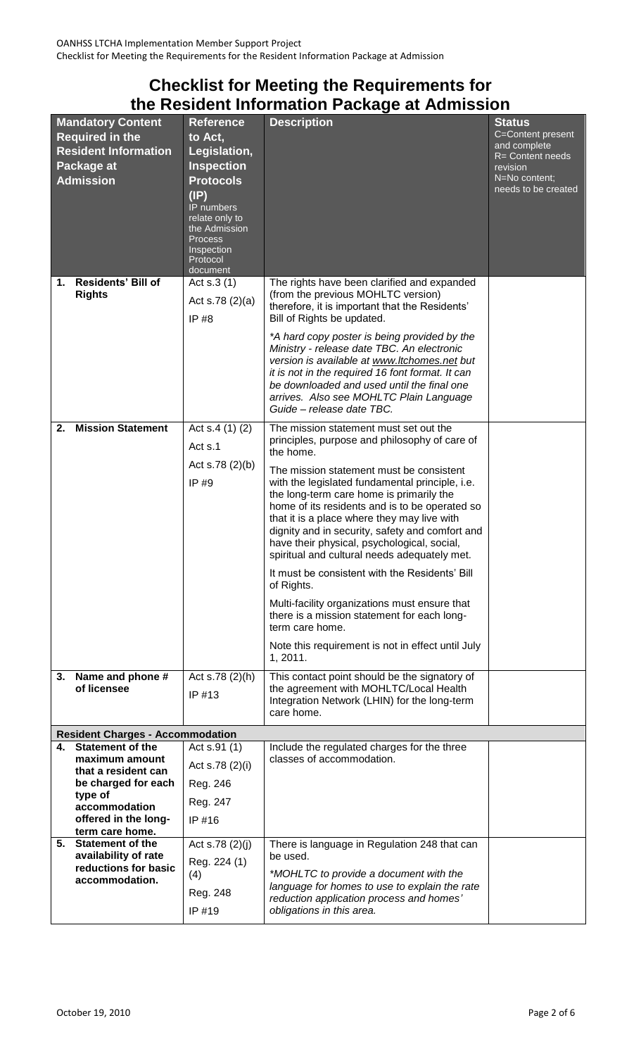# Checklist for Meeting the Requirements for the Resident Information Package at Admission

| Mandatory Content Required in the Resident Information Package at Admission | Reference to Act, Legislation, Inspection Protocols (IP) IP numbers relate only to the Admission Process Inspection Protocol document | Description | Status C=Content present and complete R= Content needs revision N=No content; needs to be created |
|---|---|---|---|
| **1. Residents' Bill of Rights** | Act s.3 (1)<br>Act s.78 (2)(a)<br>IP #8 | The rights have been clarified and expanded (from the previous MOHLTC version) therefore, it is important that the Residents' Bill of Rights be updated.<br>*\*A hard copy poster is being provided by the Ministry - release date TBC. An electronic version is available at www.ltchomes.net but it is not in the required 16 font format. It can be downloaded and used until the final one arrives. Also see MOHLTC Plain Language Guide – release date TBC.* | |
| **2. Mission Statement** | Act s.4 (1) (2)<br>Act s.1<br>Act s.78 (2)(b)<br>IP #9 | The mission statement must set out the principles, purpose and philosophy of care of the home.<br>The mission statement must be consistent with the legislated fundamental principle, i.e. the long-term care home is primarily the home of its residents and is to be operated so that it is a place where they may live with dignity and in security, safety and comfort and have their physical, psychological, social, spiritual and cultural needs adequately met.<br>It must be consistent with the Residents' Bill of Rights.<br>Multi-facility organizations must ensure that there is a mission statement for each long-term care home.<br>Note this requirement is not in effect until July 1, 2011. | |
| **3. Name and phone # of licensee** | Act s.78 (2)(h)<br>IP #13 | This contact point should be the signatory of the agreement with MOHLTC/Local Health Integration Network (LHIN) for the long-term care home. | |
| **Resident Charges - Accommodation** | | | |
| **4. Statement of the maximum amount that a resident can be charged for each type of accommodation offered in the long-term care home.** | Act s.91 (1)<br>Act s.78 (2)(i)<br>Reg. 246<br>Reg. 247<br>IP #16 | Include the regulated charges for the three classes of accommodation. | |
| **5. Statement of the availability of rate reductions for basic accommodation.** | Act s.78 (2)(j)<br>Reg. 224 (1) (4)<br>Reg. 248<br>IP #19 | There is language in Regulation 248 that can be used.<br>*\*MOHLTC to provide a document with the language for homes to use to explain the rate reduction application process and homes' obligations in this area.* | |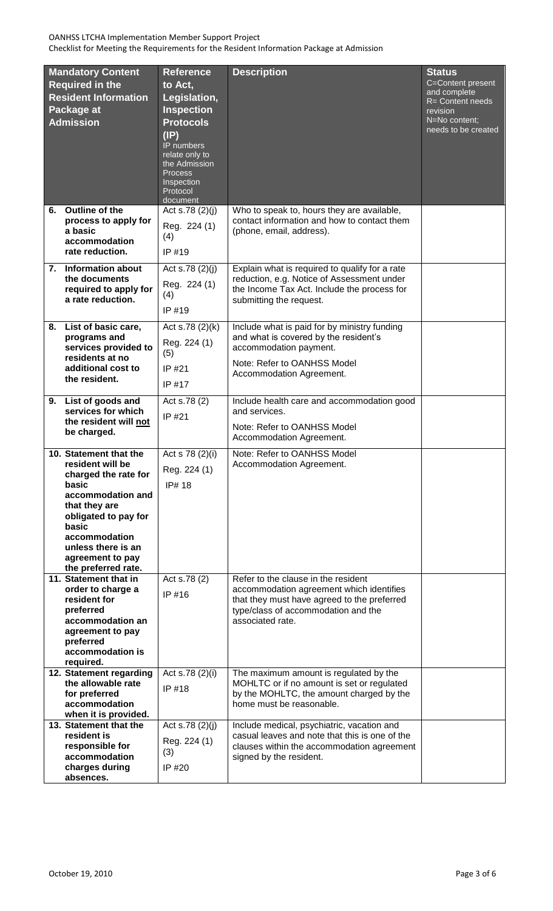OANHSS LTCHA Implementation Member Support Project
Checklist for Meeting the Requirements for the Resident Information Package at Admission

| Mandatory Content Required in the Resident Information Package at Admission | Reference to Act, Legislation, Inspection Protocols (IP) IP numbers relate only to the Admission Process Inspection Protocol document | Description | Status C=Content present and complete R= Content needs revision N=No content; needs to be created |
|---|---|---|---|
| **6. Outline of the process to apply for a basic accommodation rate reduction.** | Act s.78 (2)(j) Reg. 224 (1) (4) IP #19 | Who to speak to, hours they are available, contact information and how to contact them (phone, email, address). | |
| **7. Information about the documents required to apply for a rate reduction.** | Act s.78 (2)(j) Reg. 224 (1) (4) IP #19 | Explain what is required to qualify for a rate reduction, e.g. Notice of Assessment under the Income Tax Act. Include the process for submitting the request. | |
| **8. List of basic care, programs and services provided to residents at no additional cost to the resident.** | Act s.78 (2)(k) Reg. 224 (1) (5) IP #21 IP #17 | Include what is paid for by ministry funding and what is covered by the resident's accommodation payment. Note: Refer to OANHSS Model Accommodation Agreement. | |
| **9. List of goods and services for which the resident will <u>not</u> be charged.** | Act s.78 (2) IP #21 | Include health care and accommodation good and services. Note: Refer to OANHSS Model Accommodation Agreement. | |
| **10. Statement that the resident will be charged the rate for basic accommodation and that they are obligated to pay for basic accommodation unless there is an agreement to pay the preferred rate.** | Act s 78 (2)(i) Reg. 224 (1) IP# 18 | Note: Refer to OANHSS Model Accommodation Agreement. | |
| **11. Statement that in order to charge a resident for preferred accommodation an agreement to pay preferred accommodation is required.** | Act s.78 (2) IP #16 | Refer to the clause in the resident accommodation agreement which identifies that they must have agreed to the preferred type/class of accommodation and the associated rate. | |
| **12. Statement regarding the allowable rate for preferred accommodation when it is provided.** | Act s.78 (2)(i) IP #18 | The maximum amount is regulated by the MOHLTC or if no amount is set or regulated by the MOHLTC, the amount charged by the home must be reasonable. | |
| **13. Statement that the resident is responsible for accommodation charges during absences.** | Act s.78 (2)(j) Reg. 224 (1) (3) IP #20 | Include medical, psychiatric, vacation and casual leaves and note that this is one of the clauses within the accommodation agreement signed by the resident. | |

October 19, 2010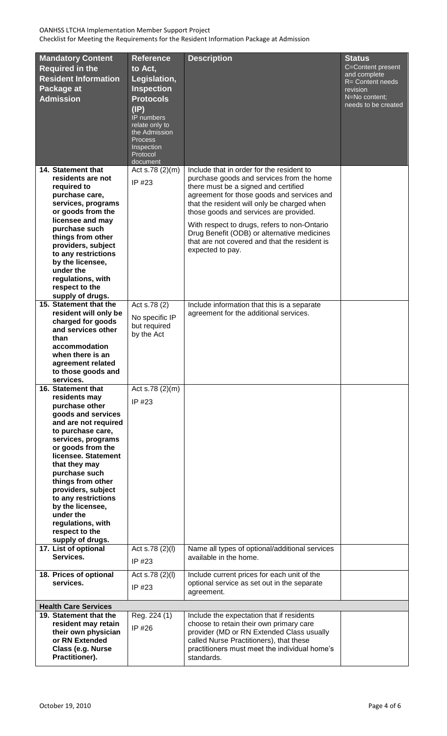| Mandatory Content Required in the Resident Information Package at Admission | Reference to Act, Legislation, Inspection Protocols (IP) IP numbers relate only to the Admission Process Inspection Protocol document | Description | Status C=Content present and complete R= Content needs revision N=No content; needs to be created |
|---|---|---|---|
| **14. Statement that residents are not required to purchase care, services, programs or goods from the licensee and may purchase such things from other providers, subject to any restrictions by the licensee, under the regulations, with respect to the supply of drugs.** | Act s.78 (2)(m) IP #23 | Include that in order for the resident to purchase goods and services from the home there must be a signed and certified agreement for those goods and services and that the resident will only be charged when those goods and services are provided. With respect to drugs, refers to non-Ontario Drug Benefit (ODB) or alternative medicines that are not covered and that the resident is expected to pay. | |
| **15. Statement that the resident will only be charged for goods and services other than accommodation when there is an agreement related to those goods and services.** | Act s.78 (2) No specific IP but required by the Act | Include information that this is a separate agreement for the additional services. | |
| **16. Statement that residents may purchase other goods and services and are not required to purchase care, services, programs or goods from the licensee. Statement that they may purchase such things from other providers, subject to any restrictions by the licensee, under the regulations, with respect to the supply of drugs.** | Act s.78 (2)(m) IP #23 | | |
| **17. List of optional Services.** | Act s.78 (2)(l) IP #23 | Name all types of optional/additional services available in the home. | |
| **18. Prices of optional services.** | Act s.78 (2)(l) IP #23 | Include current prices for each unit of the optional service as set out in the separate agreement. | |
| **Health Care Services** | | | |
| **19. Statement that the resident may retain their own physician or RN Extended Class (e.g. Nurse Practitioner).** | Reg. 224 (1) IP #26 | Include the expectation that if residents choose to retain their own primary care provider (MD or RN Extended Class usually called Nurse Practitioners), that these practitioners must meet the individual home's standards. | |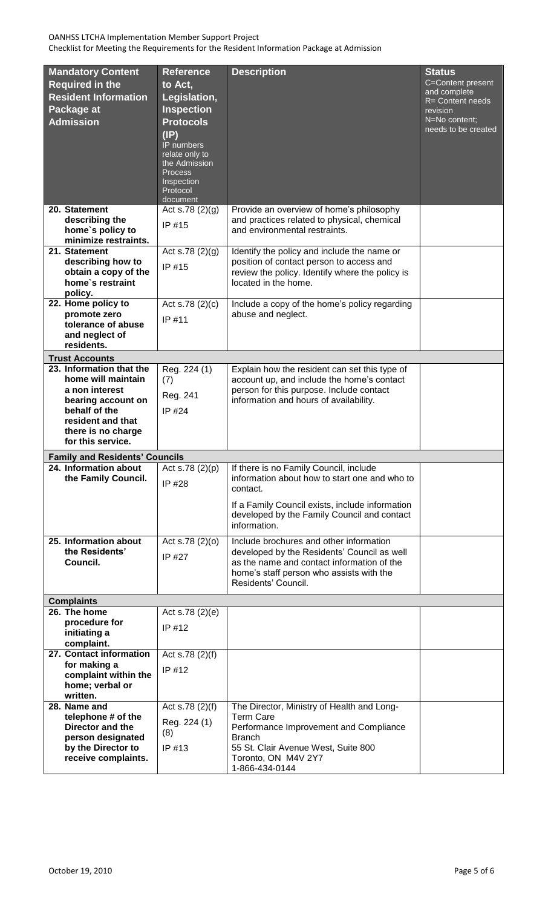| Mandatory Content Required in the Resident Information Package at Admission | Reference to Act, Legislation, Inspection Protocols (IP) IP numbers relate only to the Admission Process Inspection Protocol document | Description | Status C=Content present and complete R= Content needs revision N=No content; needs to be created |
|---|---|---|---|
| **20. Statement describing the home`s policy to minimize restraints.** | Act s.78 (2)(g) IP #15 | Provide an overview of home's philosophy and practices related to physical, chemical and environmental restraints. | |
| **21. Statement describing how to obtain a copy of the home`s restraint policy.** | Act s.78 (2)(g) IP #15 | Identify the policy and include the name or position of contact person to access and review the policy. Identify where the policy is located in the home. | |
| **22. Home policy to promote zero tolerance of abuse and neglect of residents.** | Act s.78 (2)(c) IP #11 | Include a copy of the home's policy regarding abuse and neglect. | |
| **Trust Accounts** | | | |
| **23. Information that the home will maintain a non interest bearing account on behalf of the resident and that there is no charge for this service.** | Reg. 224 (1) (7) Reg. 241 IP #24 | Explain how the resident can set this type of account up, and include the home's contact person for this purpose. Include contact information and hours of availability. | |
| **Family and Residents' Councils** | | | |
| **24. Information about the Family Council.** | Act s.78 (2)(p) IP #28 | If there is no Family Council, include information about how to start one and who to contact. If a Family Council exists, include information developed by the Family Council and contact information. | |
| **25. Information about the Residents' Council.** | Act s.78 (2)(o) IP #27 | Include brochures and other information developed by the Residents' Council as well as the name and contact information of the home's staff person who assists with the Residents' Council. | |
| **Complaints** | | | |
| **26. The home procedure for initiating a complaint.** | Act s.78 (2)(e) IP #12 | | |
| **27. Contact information for making a complaint within the home; verbal or written.** | Act s.78 (2)(f) IP #12 | | |
| **28. Name and telephone # of the Director and the person designated by the Director to receive complaints.** | Act s.78 (2)(f) Reg. 224 (1) (8) IP #13 | The Director, Ministry of Health and Long-Term Care Performance Improvement and Compliance Branch 55 St. Clair Avenue West, Suite 800 Toronto, ON M4V 2Y7 1-866-434-0144 | |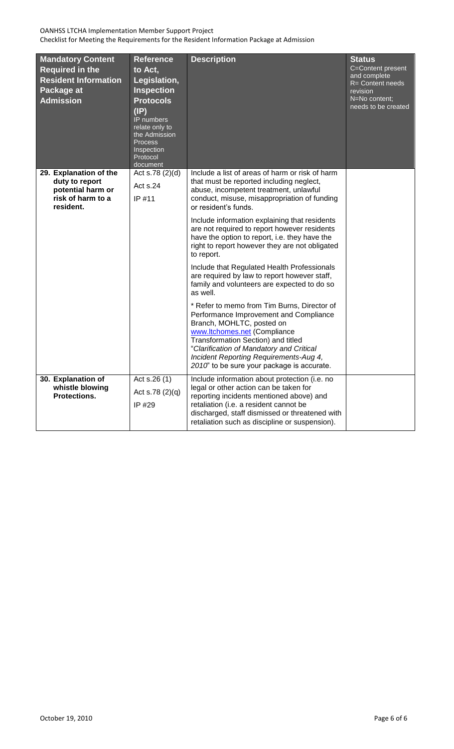| Mandatory Content Required in the Resident Information Package at Admission | Reference to Act, Legislation, Inspection Protocols (IP) IP numbers relate only to the Admission Process Inspection Protocol document | Description | Status C=Content present and complete R= Content needs revision N=No content; needs to be created |
|---|---|---|---|
| **29. Explanation of the duty to report potential harm or risk of harm to a resident.** | Act s.78 (2)(d)<br>Act s.24<br>IP #11 | Include a list of areas of harm or risk of harm that must be reported including neglect, abuse, incompetent treatment, unlawful conduct, misuse, misappropriation of funding or resident's funds.<br><br>Include information explaining that residents are not required to report however residents have the option to report, i.e. they have the right to report however they are not obligated to report.<br><br>Include that Regulated Health Professionals are required by law to report however staff, family and volunteers are expected to do so as well.<br><br>* Refer to memo from Tim Burns, Director of Performance Improvement and Compliance Branch, MOHLTC, posted on www.ltchomes.net (Compliance Transformation Section) and titled "*Clarification of Mandatory and Critical Incident Reporting Requirements-Aug 4, 2010*" to be sure your package is accurate. | |
| **30. Explanation of whistle blowing Protections.** | Act s.26 (1)<br>Act s.78 (2)(q)<br>IP #29 | Include information about protection (i.e. no legal or other action can be taken for reporting incidents mentioned above) and retaliation (i.e. a resident cannot be discharged, staff dismissed or threatened with retaliation such as discipline or suspension). | |